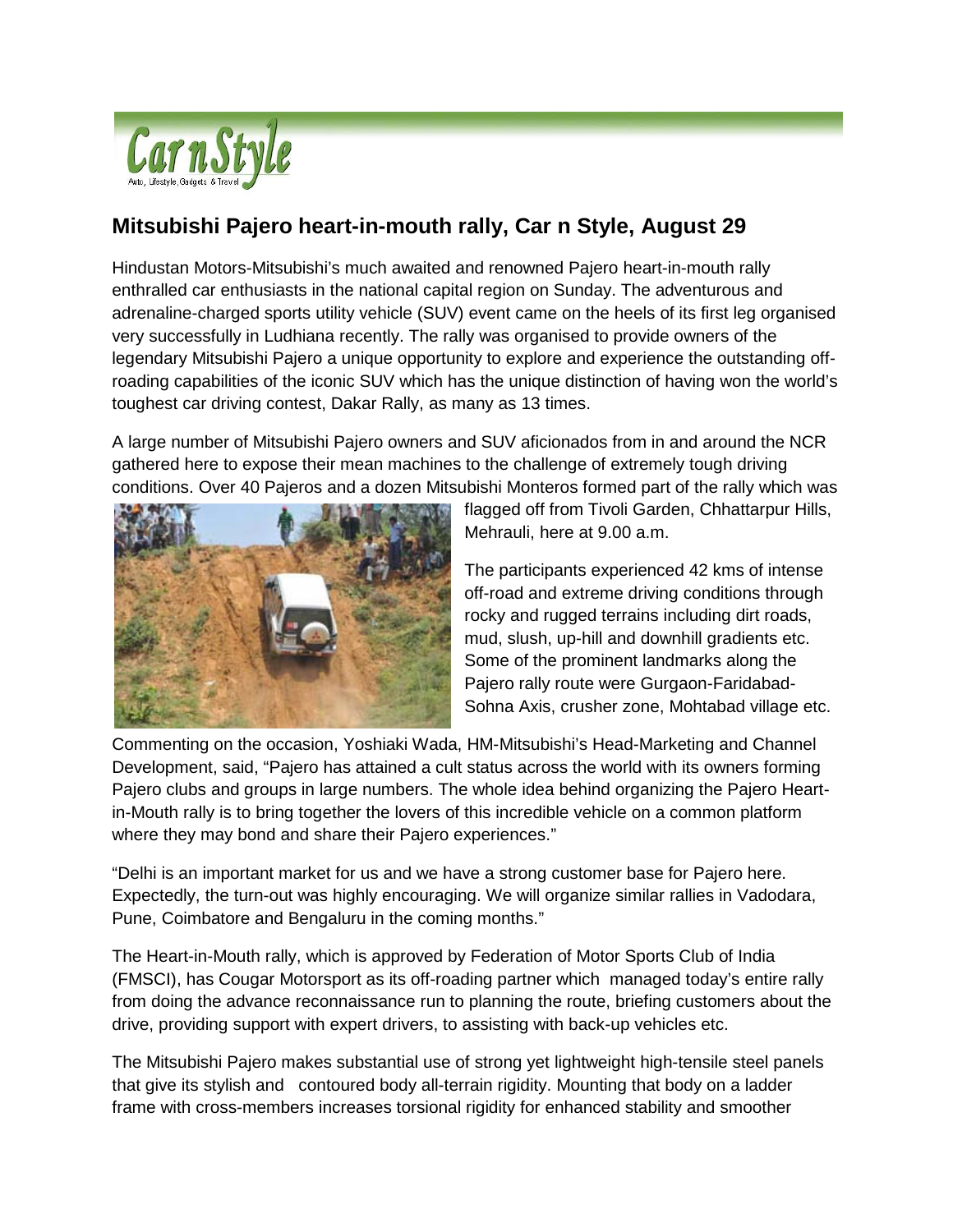CarnStyle

Auto, Lifestyle, Gadgets & Travel

## Mitsubishi Pajero heart-in-mouth rally, Car n Style, August 29

Hindustan Motors-Mitsubishi's much awaited and renowned Pajero heart-in-mouth rally enthralled car enthusiasts in the national capital region on Sunday. The adventurous and adrenaline-charged sports utility vehicle (SUV) event came on the heels of its first leg organised very successfully in Ludhiana recently. The rally was organised to provide owners of the legendary Mitsubishi Pajero a unique opportunity to explore and experience the outstanding off-roading capabilities of the iconic SUV which has the unique distinction of having won the world's toughest car driving contest, Dakar Rally, as many as 13 times.

A large number of Mitsubishi Pajero owners and SUV aficionados from in and around the NCR gathered here to expose their mean machines to the challenge of extremely tough driving conditions. Over 40 Pajeros and a dozen Mitsubishi Monteros formed part of the rally which was flagged off from Tivoli Garden, Chhattarpur Hills, Mehrauli, here at 9.00 a.m.

The participants experienced 42 kms of intense off-road and extreme driving conditions through rocky and rugged terrains including dirt roads, mud, slush, up-hill and downhill gradients etc. Some of the prominent landmarks along the Pajero rally route were Gurgaon-Faridabad-Sohna Axis, crusher zone, Mohtabad village etc.

Commenting on the occasion, Yoshiaki Wada, HM-Mitsubishi's Head-Marketing and Channel Development, said, "Pajero has attained a cult status across the world with its owners forming Pajero clubs and groups in large numbers. The whole idea behind organizing the Pajero Heart-in-Mouth rally is to bring together the lovers of this incredible vehicle on a common platform where they may bond and share their Pajero experiences."

"Delhi is an important market for us and we have a strong customer base for Pajero here. Expectedly, the turn-out was highly encouraging. We will organize similar rallies in Vadodara, Pune, Coimbatore and Bengaluru in the coming months."

The Heart-in-Mouth rally, which is approved by Federation of Motor Sports Club of India (FMSCI), has Cougar Motorsport as its off-roading partner which managed today's entire rally from doing the advance reconnaissance run to planning the route, briefing customers about the drive, providing support with expert drivers, to assisting with back-up vehicles etc.

The Mitsubishi Pajero makes substantial use of strong yet lightweight high-tensile steel panels that give its stylish and contoured body all-terrain rigidity. Mounting that body on a ladder frame with cross-members increases torsional rigidity for enhanced stability and smoother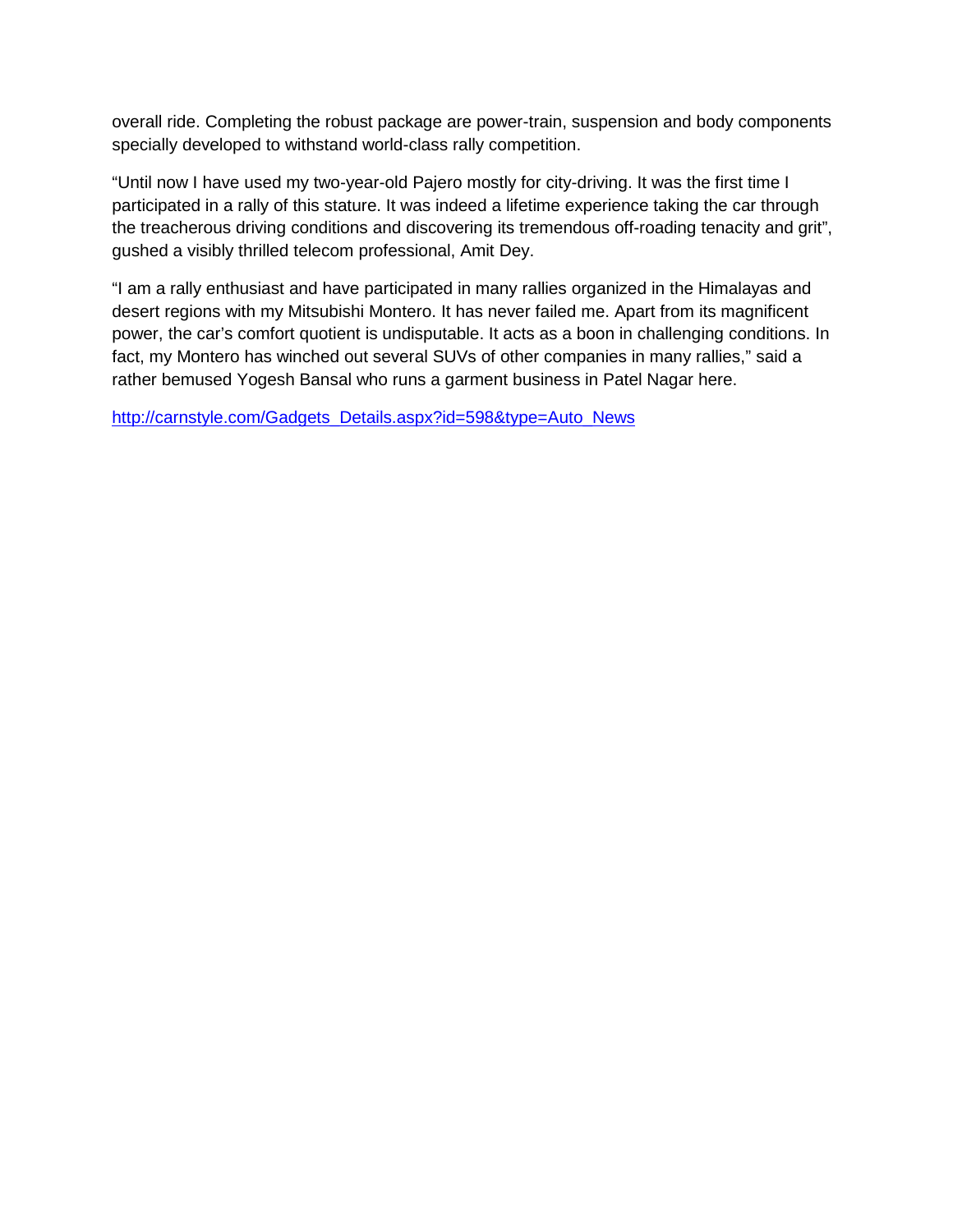overall ride. Completing the robust package are power-train, suspension and body components specially developed to withstand world-class rally competition.

“Until now I have used my two-year-old Pajero mostly for city-driving. It was the first time I participated in a rally of this stature. It was indeed a lifetime experience taking the car through the treacherous driving conditions and discovering its tremendous off-roading tenacity and grit”, gushed a visibly thrilled telecom professional, Amit Dey.

“I am a rally enthusiast and have participated in many rallies organized in the Himalayas and desert regions with my Mitsubishi Montero. It has never failed me. Apart from its magnificent power, the car’s comfort quotient is undisputable. It acts as a boon in challenging conditions. In fact, my Montero has winched out several SUVs of other companies in many rallies,” said a rather bemused Yogesh Bansal who runs a garment business in Patel Nagar here.

[http://carnstyle.com/Gadgets_Details.aspx?id=598&type=Auto_News](http://carnstyle.com/Gadgets_Details.aspx?id=598&type=Auto_News)